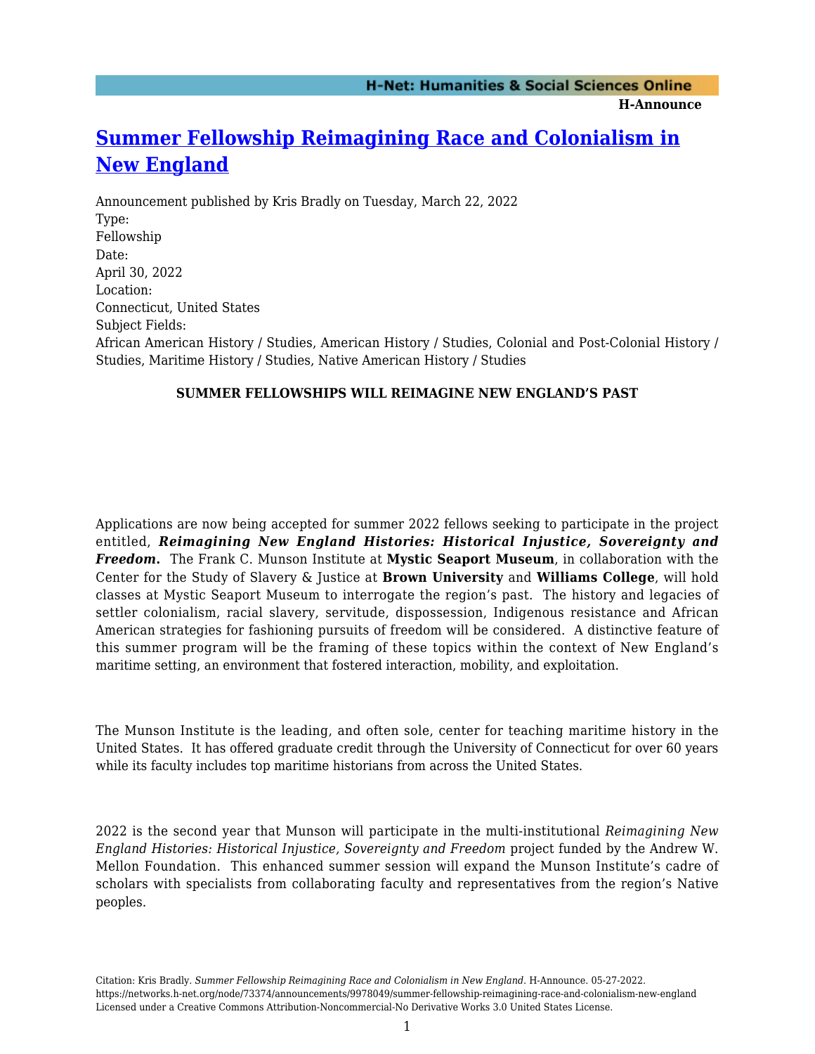# Summer Fellowship Reimagining Race and Colonialism in New England

Announcement published by Kris Bradly on Tuesday, March 22, 2022

Type:
Fellowship

Date:
April 30, 2022

Location:
Connecticut, United States

Subject Fields:
African American History / Studies, American History / Studies, Colonial and Post-Colonial History / Studies, Maritime History / Studies, Native American History / Studies

**SUMMER FELLOWSHIPS WILL REIMAGINE NEW ENGLAND'S PAST**

Applications are now being accepted for summer 2022 fellows seeking to participate in the project entitled, ***Reimagining New England Histories: Historical Injustice, Sovereignty and Freedom.*** The Frank C. Munson Institute at **Mystic Seaport Museum**, in collaboration with the Center for the Study of Slavery & Justice at **Brown University** and **Williams College**, will hold classes at Mystic Seaport Museum to interrogate the region's past. The history and legacies of settler colonialism, racial slavery, servitude, dispossession, Indigenous resistance and African American strategies for fashioning pursuits of freedom will be considered. A distinctive feature of this summer program will be the framing of these topics within the context of New England's maritime setting, an environment that fostered interaction, mobility, and exploitation.

The Munson Institute is the leading, and often sole, center for teaching maritime history in the United States. It has offered graduate credit through the University of Connecticut for over 60 years while its faculty includes top maritime historians from across the United States.

2022 is the second year that Munson will participate in the multi-institutional *Reimagining New England Histories: Historical Injustice, Sovereignty and Freedom* project funded by the Andrew W. Mellon Foundation. This enhanced summer session will expand the Munson Institute's cadre of scholars with specialists from collaborating faculty and representatives from the region's Native peoples.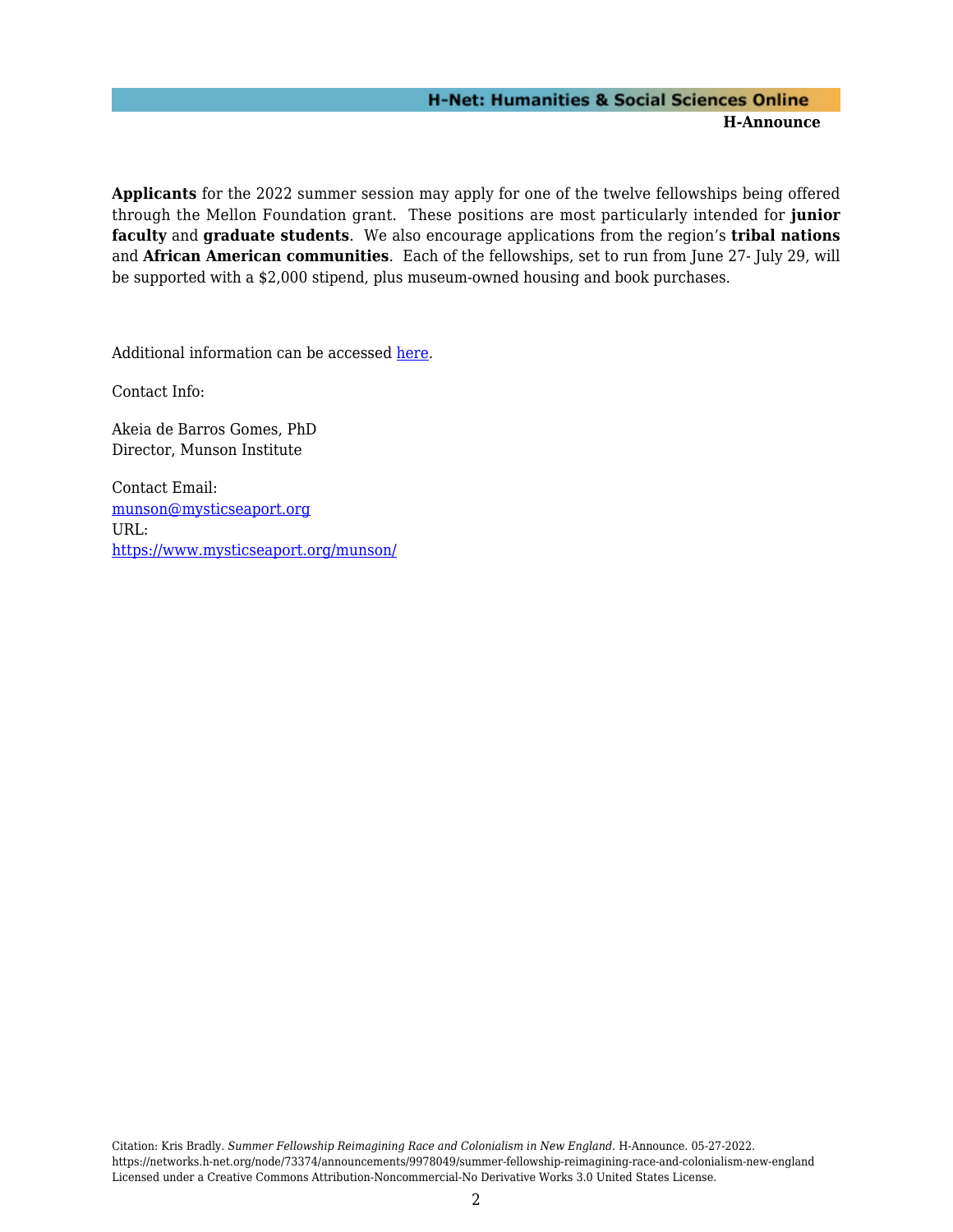**Applicants** for the 2022 summer session may apply for one of the twelve fellowships being offered through the Mellon Foundation grant. These positions are most particularly intended for **junior faculty** and **graduate students**. We also encourage applications from the region's **tribal nations** and **African American communities**. Each of the fellowships, set to run from June 27- July 29, will be supported with a $2,000 stipend, plus museum-owned housing and book purchases.

Additional information can be accessed here.

Contact Info:

Akeia de Barros Gomes, PhD
Director, Munson Institute

Contact Email:
munson@mysticseaport.org
URL:
https://www.mysticseaport.org/munson/

Citation: Kris Bradly. *Summer Fellowship Reimagining Race and Colonialism in New England*. H-Announce. 05-27-2022.
https://networks.h-net.org/node/73374/announcements/9978049/summer-fellowship-reimagining-race-and-colonialism-new-england
Licensed under a Creative Commons Attribution-Noncommercial-No Derivative Works 3.0 United States License.